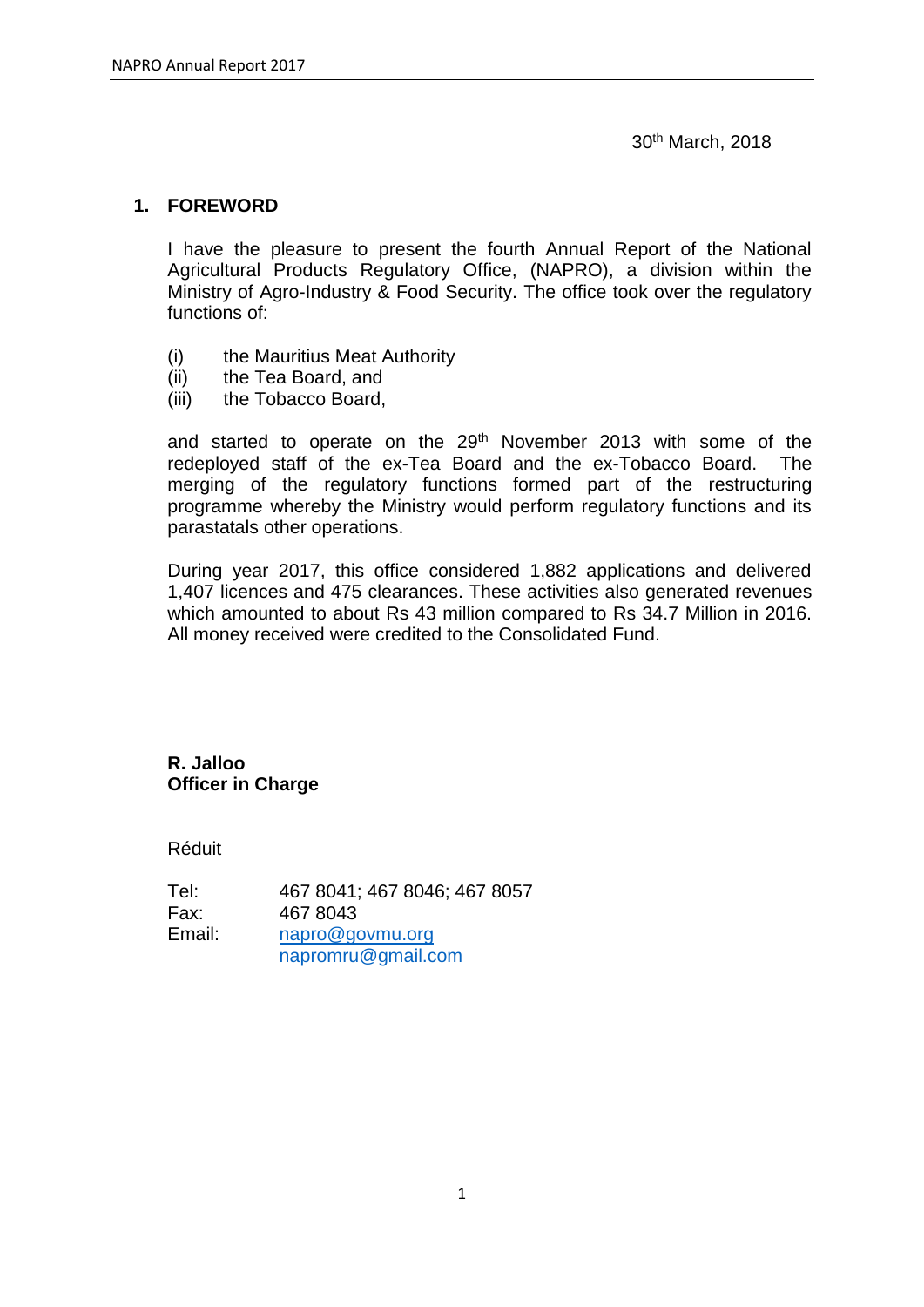30th March, 2018

## 1. FOREWORD

I have the pleasure to present the fourth Annual Report of the National Agricultural Products Regulatory Office, (NAPRO), a division within the Ministry of Agro-Industry & Food Security. The office took over the regulatory functions of:

(i) the Mauritius Meat Authority
(ii) the Tea Board, and
(iii) the Tobacco Board,

and started to operate on the 29th November 2013 with some of the redeployed staff of the ex-Tea Board and the ex-Tobacco Board. The merging of the regulatory functions formed part of the restructuring programme whereby the Ministry would perform regulatory functions and its parastatals other operations.

During year 2017, this office considered 1,882 applications and delivered 1,407 licences and 475 clearances. These activities also generated revenues which amounted to about Rs 43 million compared to Rs 34.7 Million in 2016. All money received were credited to the Consolidated Fund.

**R. Jalloo**
**Officer in Charge**

Réduit

Tel: 467 8041; 467 8046; 467 8057
Fax: 467 8043
Email: napro@govmu.org
napromru@gmail.com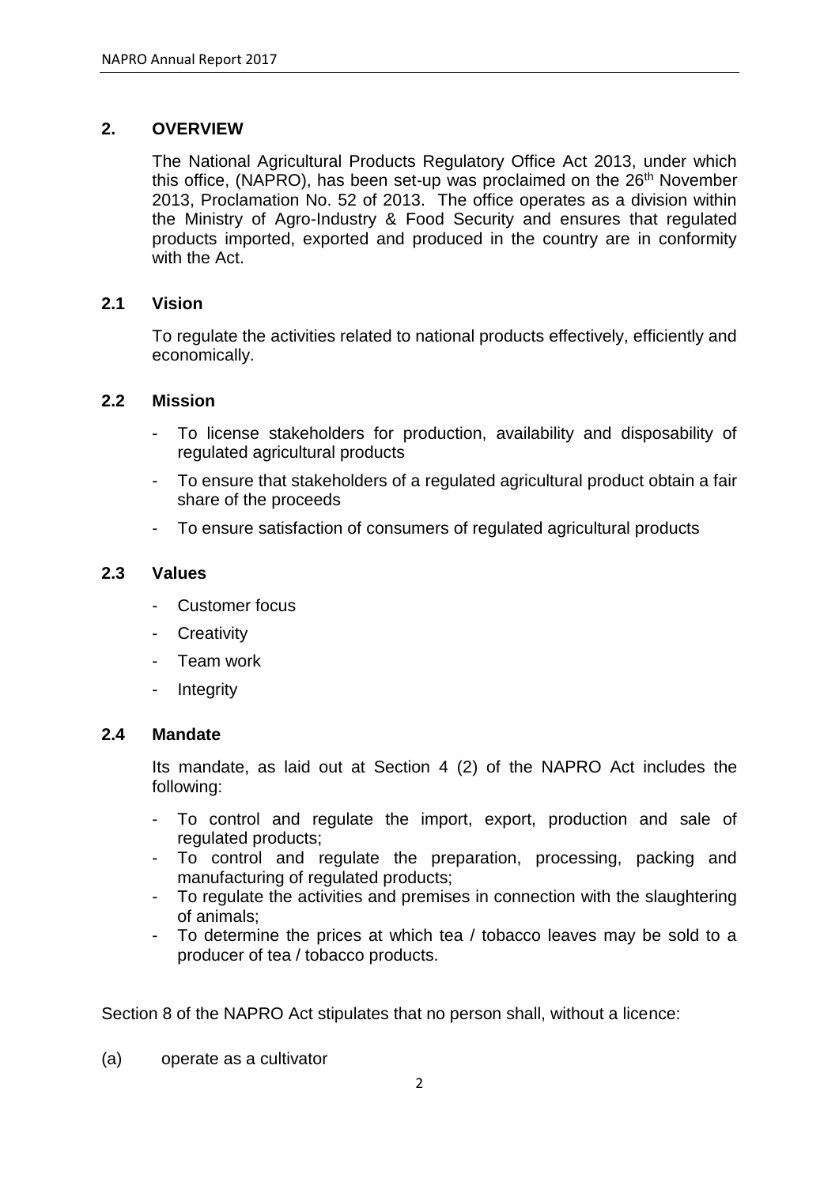## 2. OVERVIEW

The National Agricultural Products Regulatory Office Act 2013, under which this office, (NAPRO), has been set-up was proclaimed on the 26th November 2013, Proclamation No. 52 of 2013. The office operates as a division within the Ministry of Agro-Industry & Food Security and ensures that regulated products imported, exported and produced in the country are in conformity with the Act.

### 2.1 Vision

To regulate the activities related to national products effectively, efficiently and economically.

### 2.2 Mission

- To license stakeholders for production, availability and disposability of regulated agricultural products
- To ensure that stakeholders of a regulated agricultural product obtain a fair share of the proceeds
- To ensure satisfaction of consumers of regulated agricultural products

### 2.3 Values

- Customer focus
- Creativity
- Team work
- Integrity

### 2.4 Mandate

Its mandate, as laid out at Section 4 (2) of the NAPRO Act includes the following:

- To control and regulate the import, export, production and sale of regulated products;
- To control and regulate the preparation, processing, packing and manufacturing of regulated products;
- To regulate the activities and premises in connection with the slaughtering of animals;
- To determine the prices at which tea / tobacco leaves may be sold to a producer of tea / tobacco products.

Section 8 of the NAPRO Act stipulates that no person shall, without a licence:

(a) operate as a cultivator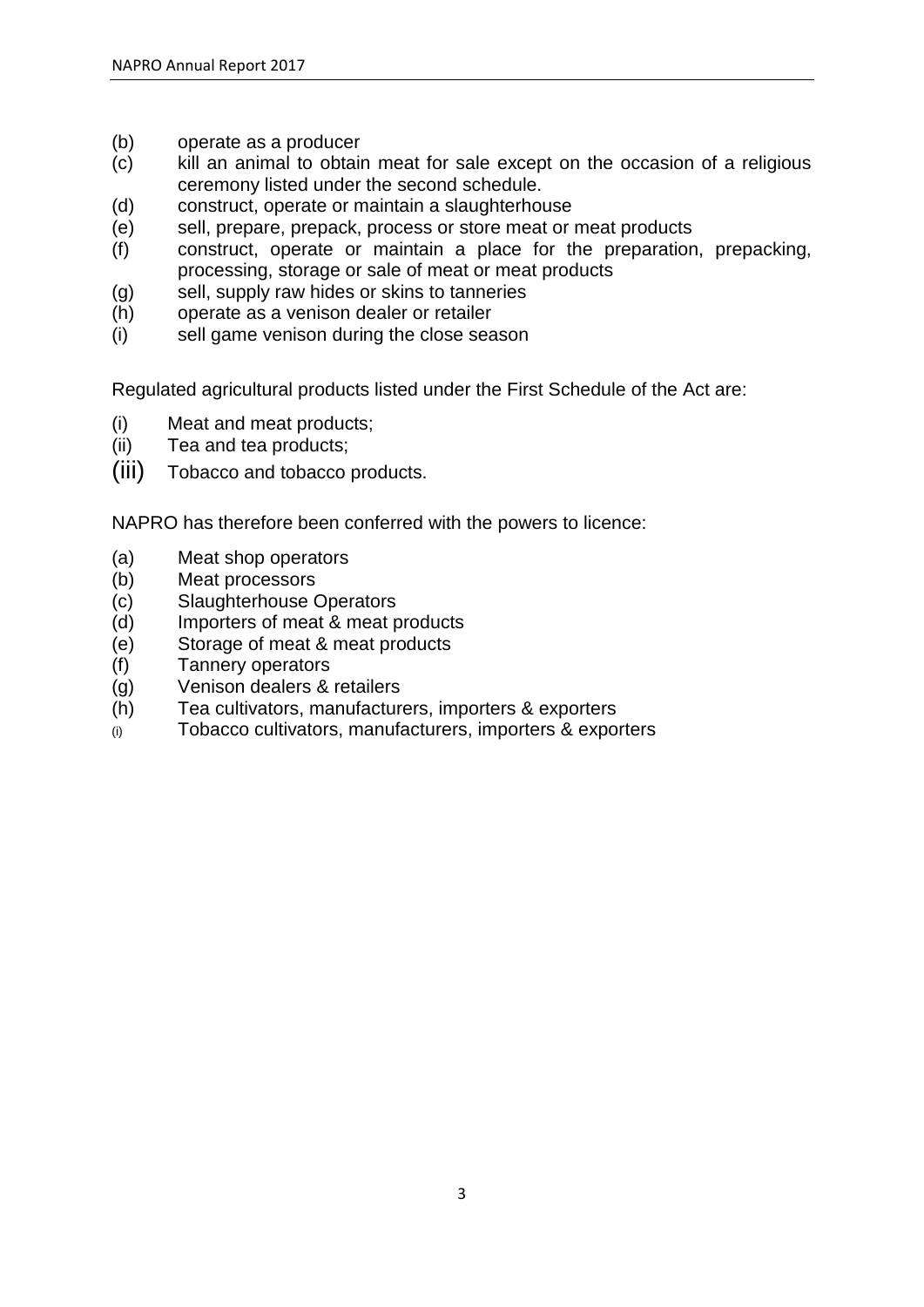(b) operate as a producer
(c) kill an animal to obtain meat for sale except on the occasion of a religious ceremony listed under the second schedule.
(d) construct, operate or maintain a slaughterhouse
(e) sell, prepare, prepack, process or store meat or meat products
(f) construct, operate or maintain a place for the preparation, prepacking, processing, storage or sale of meat or meat products
(g) sell, supply raw hides or skins to tanneries
(h) operate as a venison dealer or retailer
(i) sell game venison during the close season

Regulated agricultural products listed under the First Schedule of the Act are:

(i) Meat and meat products;
(ii) Tea and tea products;
(iii) Tobacco and tobacco products.

NAPRO has therefore been conferred with the powers to licence:

(a) Meat shop operators
(b) Meat processors
(c) Slaughterhouse Operators
(d) Importers of meat & meat products
(e) Storage of meat & meat products
(f) Tannery operators
(g) Venison dealers & retailers
(h) Tea cultivators, manufacturers, importers & exporters
(i) Tobacco cultivators, manufacturers, importers & exporters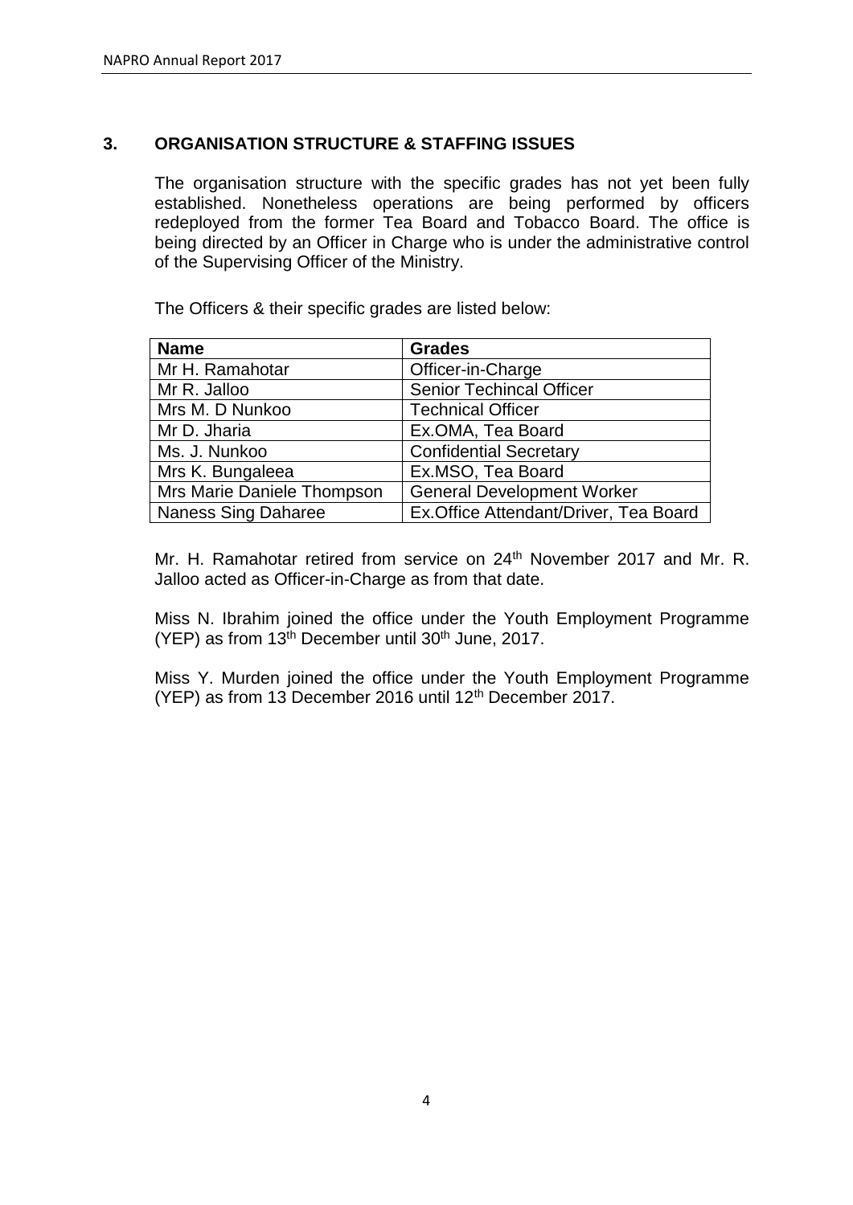## 3. ORGANISATION STRUCTURE & STAFFING ISSUES

The organisation structure with the specific grades has not yet been fully established. Nonetheless operations are being performed by officers redeployed from the former Tea Board and Tobacco Board. The office is being directed by an Officer in Charge who is under the administrative control of the Supervising Officer of the Ministry.

The Officers & their specific grades are listed below:

| Name | Grades |
|---|---|
| Mr H. Ramahotar | Officer-in-Charge |
| Mr R. Jalloo | Senior Techincal Officer |
| Mrs M. D Nunkoo | Technical Officer |
| Mr D. Jharia | Ex.OMA, Tea Board |
| Ms. J. Nunkoo | Confidential Secretary |
| Mrs K. Bungaleea | Ex.MSO, Tea Board |
| Mrs Marie Daniele Thompson | General Development Worker |
| Naness Sing Daharee | Ex.Office Attendant/Driver, Tea Board |

Mr. H. Ramahotar retired from service on 24th November 2017 and Mr. R. Jalloo acted as Officer-in-Charge as from that date.

Miss N. Ibrahim joined the office under the Youth Employment Programme (YEP) as from 13th December until 30th June, 2017.

Miss Y. Murden joined the office under the Youth Employment Programme (YEP) as from 13 December 2016 until 12th December 2017.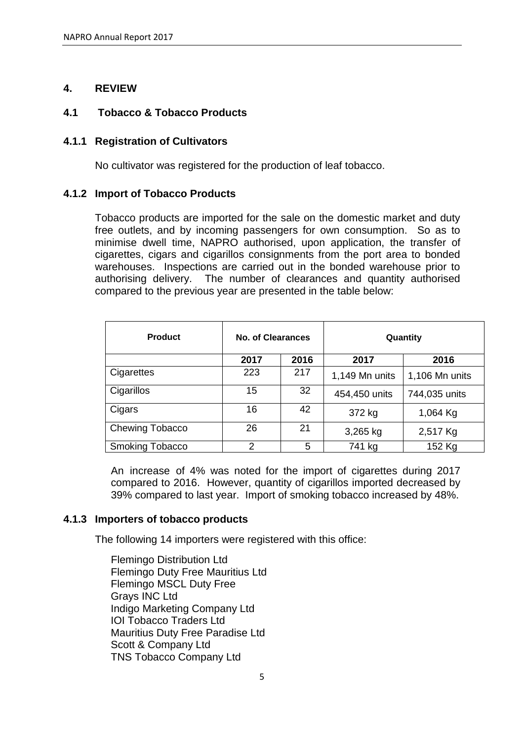## 4. REVIEW

### 4.1 Tobacco & Tobacco Products

#### 4.1.1 Registration of Cultivators

No cultivator was registered for the production of leaf tobacco.

#### 4.1.2 Import of Tobacco Products

Tobacco products are imported for the sale on the domestic market and duty free outlets, and by incoming passengers for own consumption. So as to minimise dwell time, NAPRO authorised, upon application, the transfer of cigarettes, cigars and cigarillos consignments from the port area to bonded warehouses. Inspections are carried out in the bonded warehouse prior to authorising delivery. The number of clearances and quantity authorised compared to the previous year are presented in the table below:

| Product | No. of Clearances | | Quantity | |
|---|---|---|---|---|
| | 2017 | 2016 | 2017 | 2016 |
| Cigarettes | 223 | 217 | 1,149 Mn units | 1,106 Mn units |
| Cigarillos | 15 | 32 | 454,450 units | 744,035 units |
| Cigars | 16 | 42 | 372 kg | 1,064 Kg |
| Chewing Tobacco | 26 | 21 | 3,265 kg | 2,517 Kg |
| Smoking Tobacco | 2 | 5 | 741 kg | 152 Kg |

An increase of 4% was noted for the import of cigarettes during 2017 compared to 2016. However, quantity of cigarillos imported decreased by 39% compared to last year. Import of smoking tobacco increased by 48%.

#### 4.1.3 Importers of tobacco products

The following 14 importers were registered with this office:

Flemingo Distribution Ltd
Flemingo Duty Free Mauritius Ltd
Flemingo MSCL Duty Free
Grays INC Ltd
Indigo Marketing Company Ltd
IOI Tobacco Traders Ltd
Mauritius Duty Free Paradise Ltd
Scott & Company Ltd
TNS Tobacco Company Ltd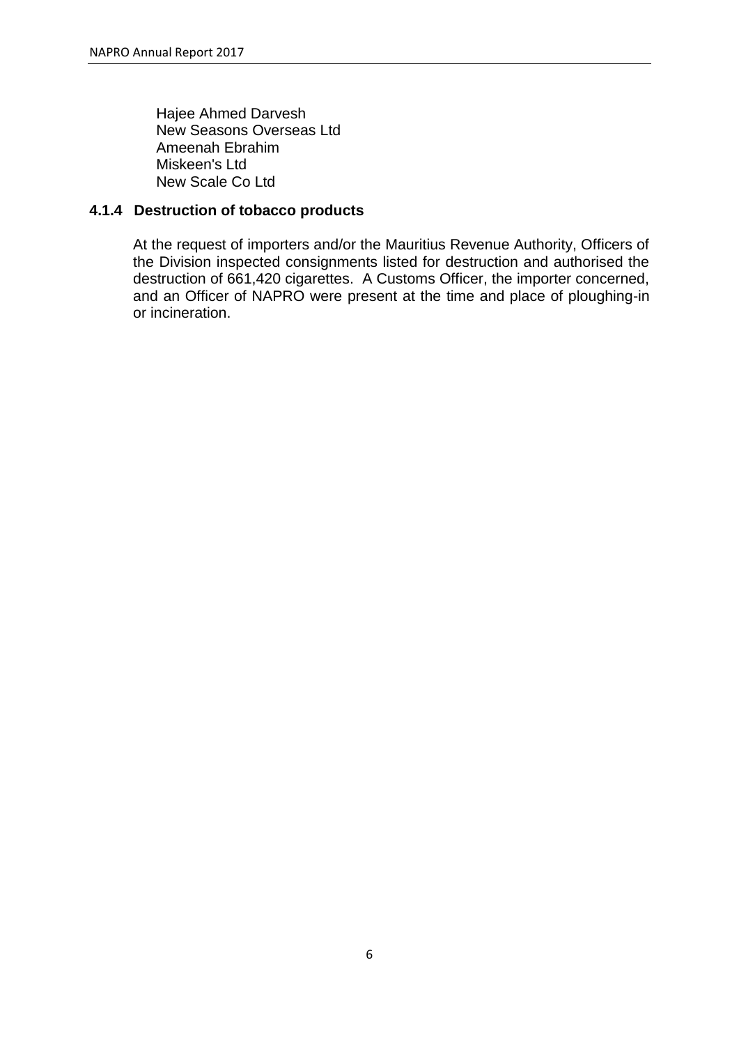Hajee Ahmed Darvesh
New Seasons Overseas Ltd
Ameenah Ebrahim
Miskeen's Ltd
New Scale Co Ltd

### 4.1.4 Destruction of tobacco products

At the request of importers and/or the Mauritius Revenue Authority, Officers of the Division inspected consignments listed for destruction and authorised the destruction of 661,420 cigarettes. A Customs Officer, the importer concerned, and an Officer of NAPRO were present at the time and place of ploughing-in or incineration.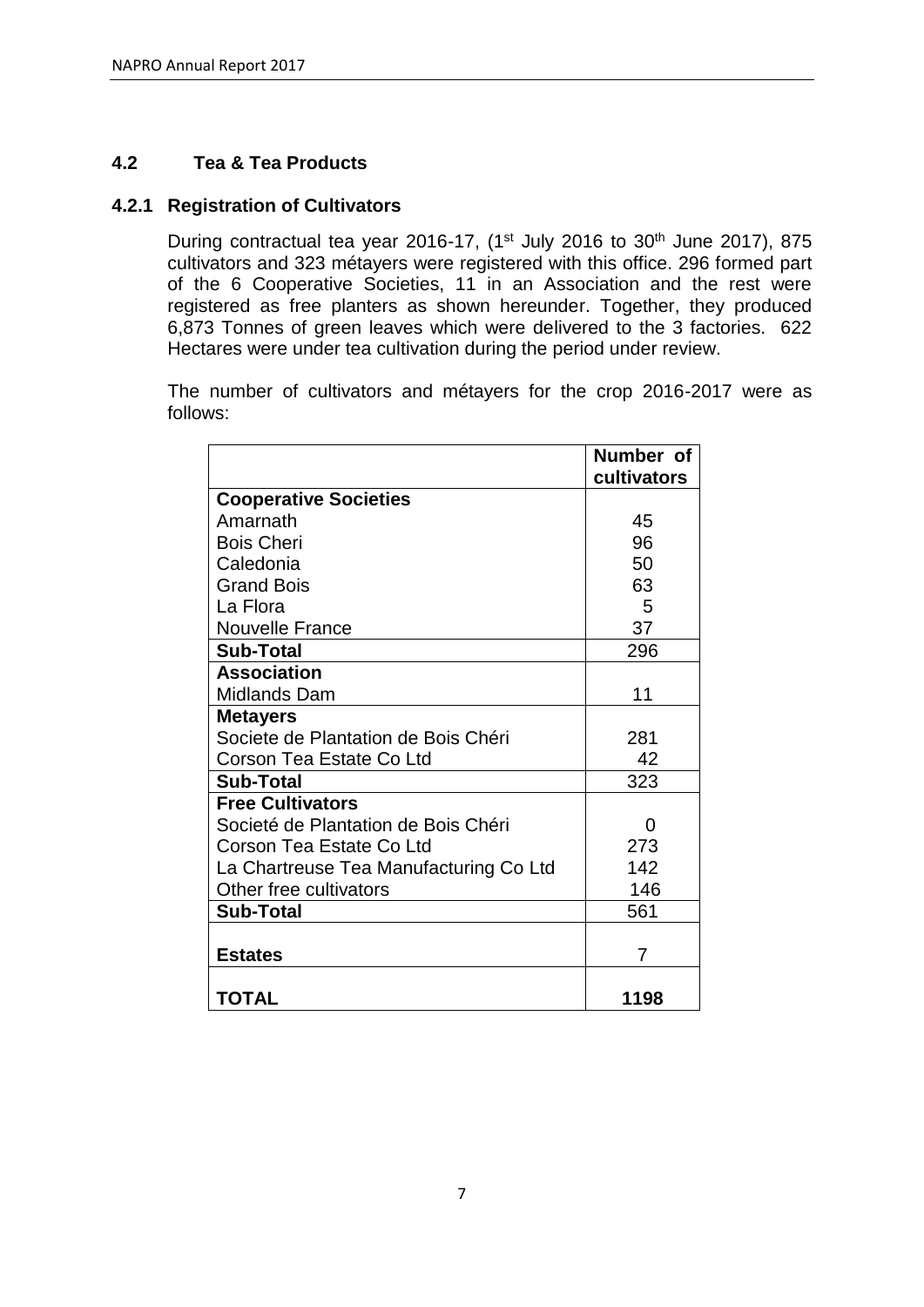## 4.2 Tea & Tea Products

### 4.2.1 Registration of Cultivators

During contractual tea year 2016-17, (1st July 2016 to 30th June 2017), 875 cultivators and 323 métayers were registered with this office. 296 formed part of the 6 Cooperative Societies, 11 in an Association and the rest were registered as free planters as shown hereunder. Together, they produced 6,873 Tonnes of green leaves which were delivered to the 3 factories. 622 Hectares were under tea cultivation during the period under review.

The number of cultivators and métayers for the crop 2016-2017 were as follows:

| | Number of cultivators |
|---|---|
| **Cooperative Societies** | |
| Amarnath | 45 |
| Bois Cheri | 96 |
| Caledonia | 50 |
| Grand Bois | 63 |
| La Flora | 5 |
| Nouvelle France | 37 |
| **Sub-Total** | 296 |
| **Association** | |
| Midlands Dam | 11 |
| **Metayers** | |
| Societe de Plantation de Bois Chéri | 281 |
| Corson Tea Estate Co Ltd | 42 |
| **Sub-Total** | 323 |
| **Free Cultivators** | |
| Societé de Plantation de Bois Chéri | 0 |
| Corson Tea Estate Co Ltd | 273 |
| La Chartreuse Tea Manufacturing Co Ltd | 142 |
| Other free cultivators | 146 |
| **Sub-Total** | 561 |
| **Estates** | 7 |
| **TOTAL** | **1198** |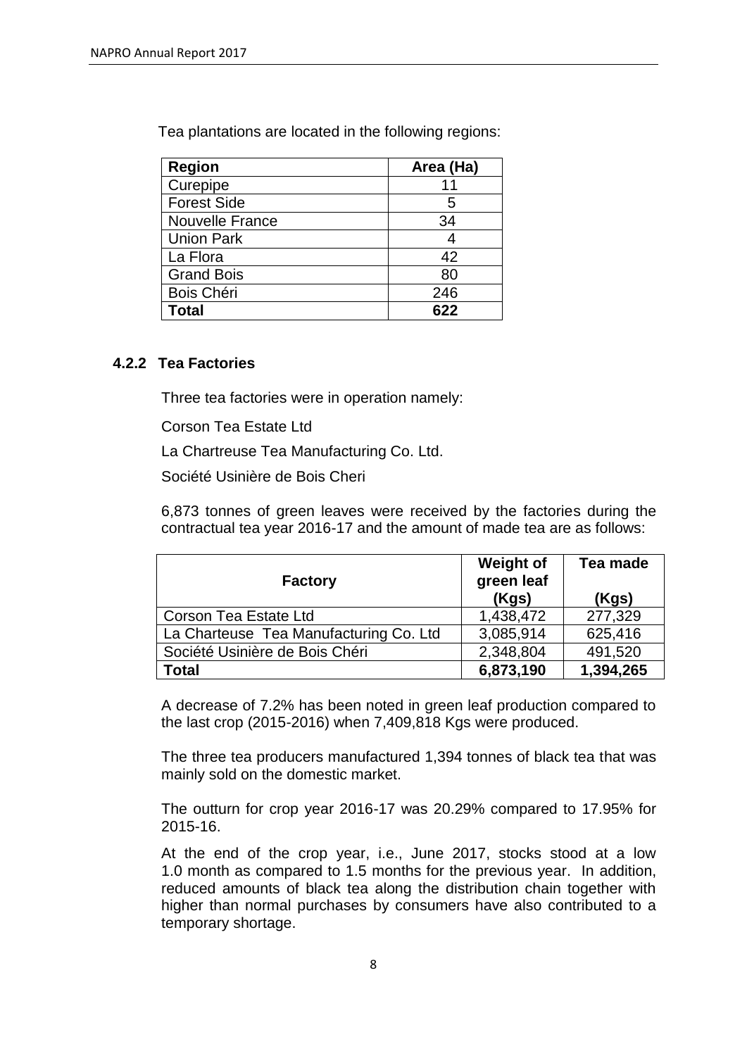Tea plantations are located in the following regions:

| Region | Area (Ha) |
|---|---|
| Curepipe | 11 |
| Forest Side | 5 |
| Nouvelle France | 34 |
| Union Park | 4 |
| La Flora | 42 |
| Grand Bois | 80 |
| Bois Chéri | 246 |
| **Total** | **622** |

### 4.2.2 Tea Factories

Three tea factories were in operation namely:

Corson Tea Estate Ltd

La Chartreuse Tea Manufacturing Co. Ltd.

Société Usinière de Bois Cheri

6,873 tonnes of green leaves were received by the factories during the contractual tea year 2016-17 and the amount of made tea are as follows:

| Factory | Weight of green leaf (Kgs) | Tea made (Kgs) |
|---|---|---|
| Corson Tea Estate Ltd | 1,438,472 | 277,329 |
| La Charteuse Tea Manufacturing Co. Ltd | 3,085,914 | 625,416 |
| Société Usinière de Bois Chéri | 2,348,804 | 491,520 |
| **Total** | **6,873,190** | **1,394,265** |

A decrease of 7.2% has been noted in green leaf production compared to the last crop (2015-2016) when 7,409,818 Kgs were produced.

The three tea producers manufactured 1,394 tonnes of black tea that was mainly sold on the domestic market.

The outturn for crop year 2016-17 was 20.29% compared to 17.95% for 2015-16.

At the end of the crop year, i.e., June 2017, stocks stood at a low 1.0 month as compared to 1.5 months for the previous year. In addition, reduced amounts of black tea along the distribution chain together with higher than normal purchases by consumers have also contributed to a temporary shortage.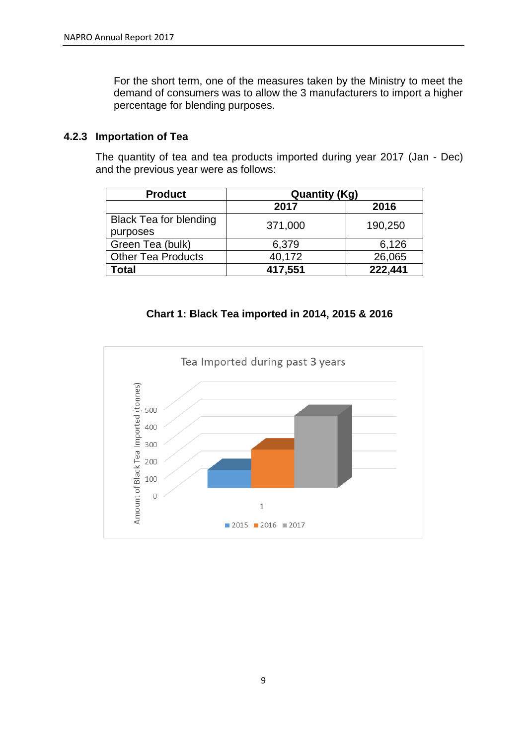For the short term, one of the measures taken by the Ministry to meet the demand of consumers was to allow the 3 manufacturers to import a higher percentage for blending purposes.

### 4.2.3 Importation of Tea

The quantity of tea and tea products imported during year 2017 (Jan - Dec) and the previous year were as follows:

| Product | Quantity (Kg) | |
|---|---|---|
| | **2017** | **2016** |
| Black Tea for blending purposes | 371,000 | 190,250 |
| Green Tea (bulk) | 6,379 | 6,126 |
| Other Tea Products | 40,172 | 26,065 |
| **Total** | **417,551** | **222,441** |

**Chart 1: Black Tea imported in 2014, 2015 & 2016**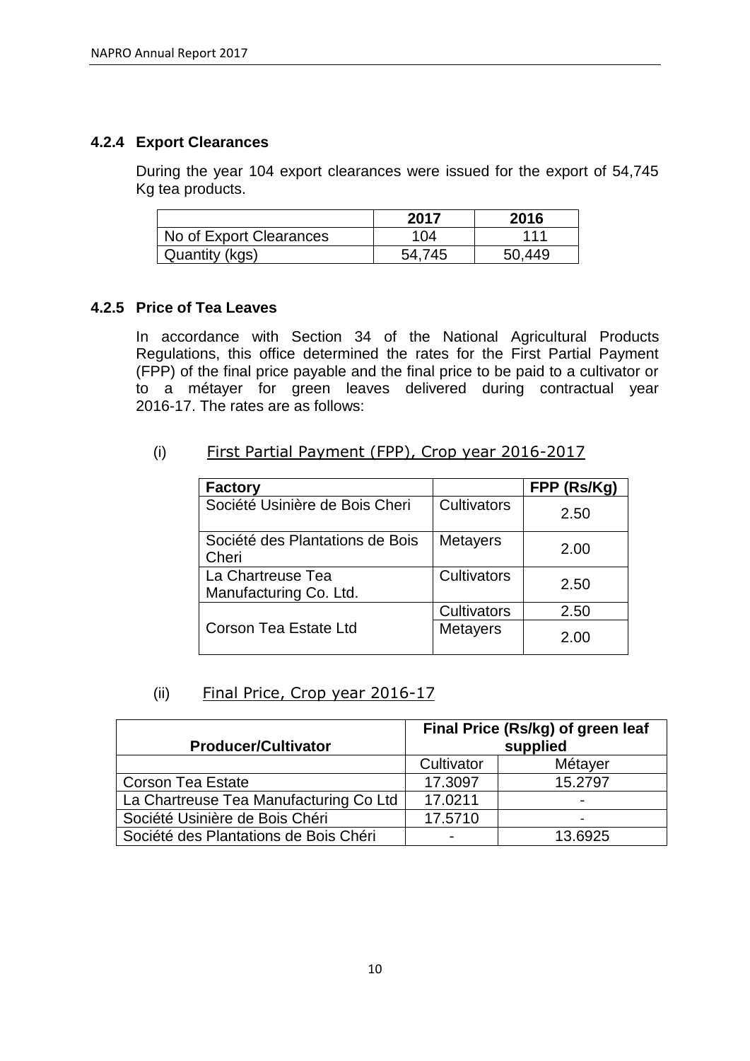### 4.2.4 Export Clearances

During the year 104 export clearances were issued for the export of 54,745 Kg tea products.

| | 2017 | 2016 |
|---|---|---|
| No of Export Clearances | 104 | 111 |
| Quantity (kgs) | 54,745 | 50,449 |

### 4.2.5 Price of Tea Leaves

In accordance with Section 34 of the National Agricultural Products Regulations, this office determined the rates for the First Partial Payment (FPP) of the final price payable and the final price to be paid to a cultivator or to a métayer for green leaves delivered during contractual year 2016-17. The rates are as follows:

(i) First Partial Payment (FPP), Crop year 2016-2017

| Factory | | FPP (Rs/Kg) |
|---|---|---|
| Société Usinière de Bois Cheri | Cultivators | 2.50 |
| Société des Plantations de Bois Cheri | Metayers | 2.00 |
| La Chartreuse Tea Manufacturing Co. Ltd. | Cultivators | 2.50 |
| Corson Tea Estate Ltd | Cultivators | 2.50 |
| | Metayers | 2.00 |

(ii) Final Price, Crop year 2016-17

| Producer/Cultivator | Final Price (Rs/kg) of green leaf supplied | |
|---|---|---|
| | Cultivator | Métayer |
| Corson Tea Estate | 17.3097 | 15.2797 |
| La Chartreuse Tea Manufacturing Co Ltd | 17.0211 | - |
| Société Usinière de Bois Chéri | 17.5710 | - |
| Société des Plantations de Bois Chéri | - | 13.6925 |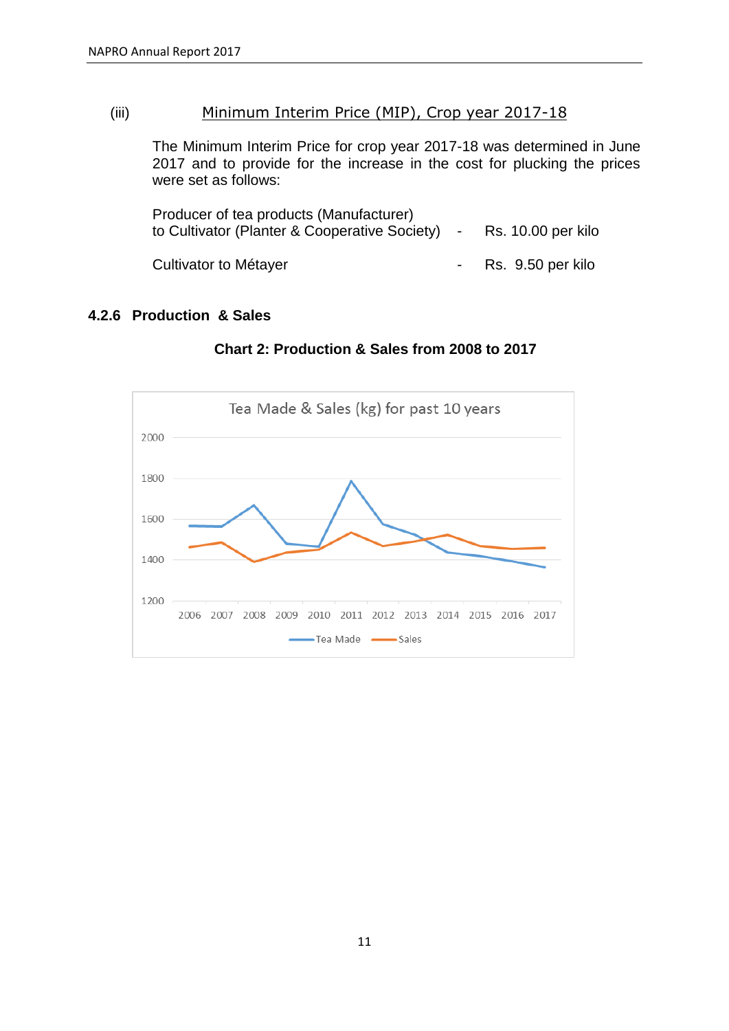(iii) Minimum Interim Price (MIP), Crop year 2017-18

The Minimum Interim Price for crop year 2017-18 was determined in June 2017 and to provide for the increase in the cost for plucking the prices were set as follows:

| | | |
|---|---|---|
| Producer of tea products (Manufacturer) to Cultivator (Planter & Cooperative Society) | - | Rs. 10.00 per kilo |
| Cultivator to Métayer | - | Rs. 9.50 per kilo |

### 4.2.6 Production & Sales

**Chart 2: Production & Sales from 2008 to 2017**

Tea Made & Sales (kg) for past 10 years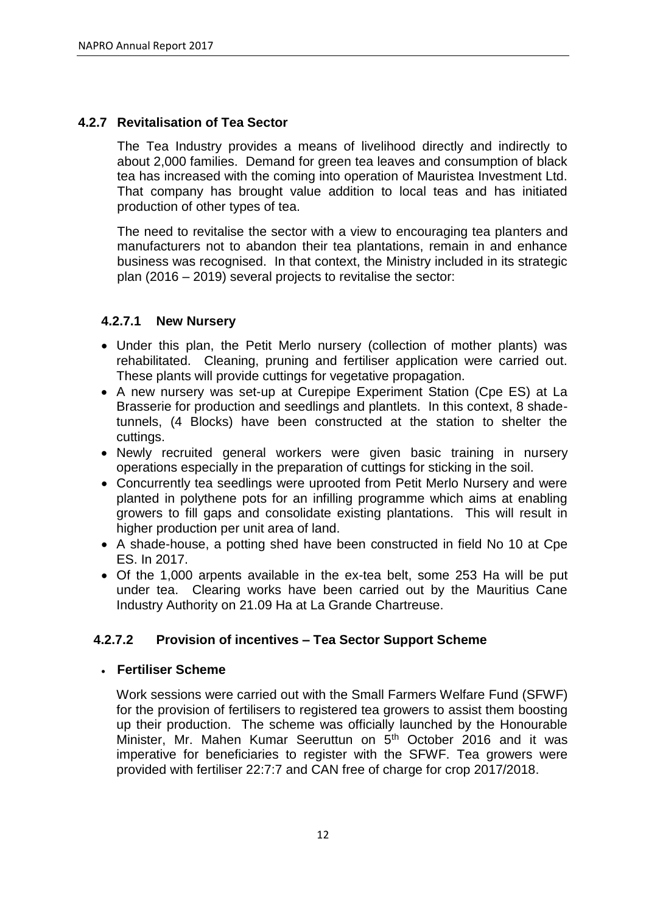### 4.2.7 Revitalisation of Tea Sector

The Tea Industry provides a means of livelihood directly and indirectly to about 2,000 families. Demand for green tea leaves and consumption of black tea has increased with the coming into operation of Mauristea Investment Ltd. That company has brought value addition to local teas and has initiated production of other types of tea.

The need to revitalise the sector with a view to encouraging tea planters and manufacturers not to abandon their tea plantations, remain in and enhance business was recognised. In that context, the Ministry included in its strategic plan (2016 – 2019) several projects to revitalise the sector:

#### 4.2.7.1 New Nursery

- Under this plan, the Petit Merlo nursery (collection of mother plants) was rehabilitated. Cleaning, pruning and fertiliser application were carried out. These plants will provide cuttings for vegetative propagation.
- A new nursery was set-up at Curepipe Experiment Station (Cpe ES) at La Brasserie for production and seedlings and plantlets. In this context, 8 shade-tunnels, (4 Blocks) have been constructed at the station to shelter the cuttings.
- Newly recruited general workers were given basic training in nursery operations especially in the preparation of cuttings for sticking in the soil.
- Concurrently tea seedlings were uprooted from Petit Merlo Nursery and were planted in polythene pots for an infilling programme which aims at enabling growers to fill gaps and consolidate existing plantations. This will result in higher production per unit area of land.
- A shade-house, a potting shed have been constructed in field No 10 at Cpe ES. In 2017.
- Of the 1,000 arpents available in the ex-tea belt, some 253 Ha will be put under tea. Clearing works have been carried out by the Mauritius Cane Industry Authority on 21.09 Ha at La Grande Chartreuse.

#### 4.2.7.2 Provision of incentives – Tea Sector Support Scheme

- **Fertiliser Scheme**

Work sessions were carried out with the Small Farmers Welfare Fund (SFWF) for the provision of fertilisers to registered tea growers to assist them boosting up their production. The scheme was officially launched by the Honourable Minister, Mr. Mahen Kumar Seeruttun on 5th October 2016 and it was imperative for beneficiaries to register with the SFWF. Tea growers were provided with fertiliser 22:7:7 and CAN free of charge for crop 2017/2018.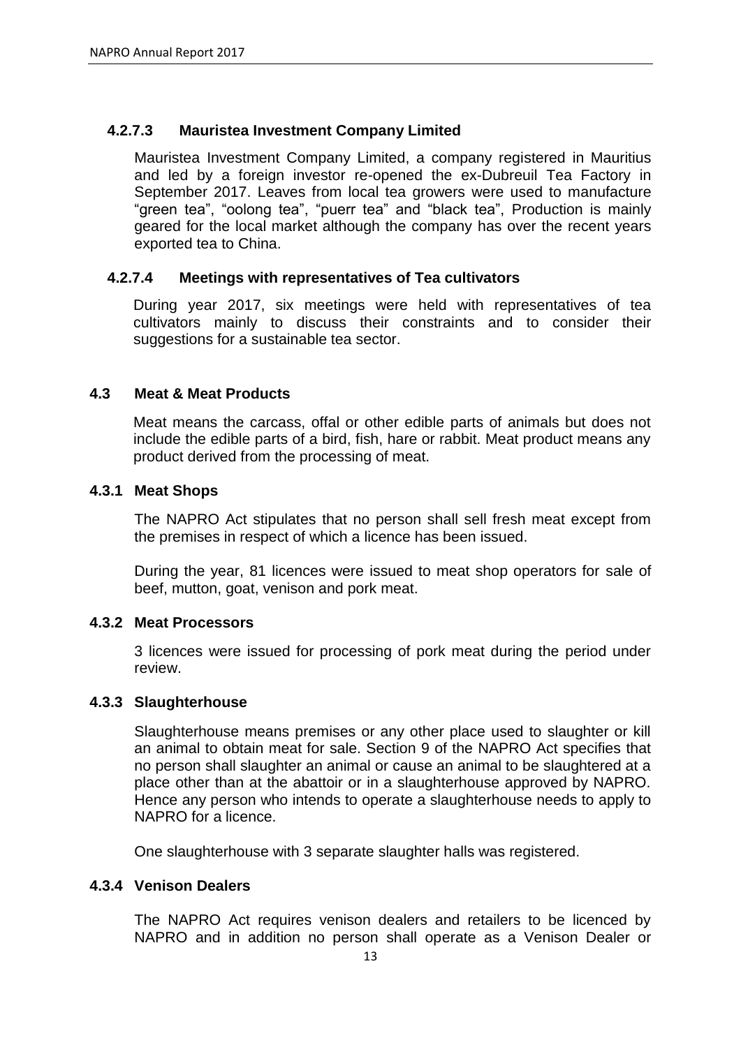#### 4.2.7.3 Mauristea Investment Company Limited

Mauristea Investment Company Limited, a company registered in Mauritius and led by a foreign investor re-opened the ex-Dubreuil Tea Factory in September 2017. Leaves from local tea growers were used to manufacture "green tea", "oolong tea", "puerr tea" and "black tea", Production is mainly geared for the local market although the company has over the recent years exported tea to China.

#### 4.2.7.4 Meetings with representatives of Tea cultivators

During year 2017, six meetings were held with representatives of tea cultivators mainly to discuss their constraints and to consider their suggestions for a sustainable tea sector.

## 4.3 Meat & Meat Products

Meat means the carcass, offal or other edible parts of animals but does not include the edible parts of a bird, fish, hare or rabbit. Meat product means any product derived from the processing of meat.

### 4.3.1 Meat Shops

The NAPRO Act stipulates that no person shall sell fresh meat except from the premises in respect of which a licence has been issued.

During the year, 81 licences were issued to meat shop operators for sale of beef, mutton, goat, venison and pork meat.

### 4.3.2 Meat Processors

3 licences were issued for processing of pork meat during the period under review.

### 4.3.3 Slaughterhouse

Slaughterhouse means premises or any other place used to slaughter or kill an animal to obtain meat for sale. Section 9 of the NAPRO Act specifies that no person shall slaughter an animal or cause an animal to be slaughtered at a place other than at the abattoir or in a slaughterhouse approved by NAPRO. Hence any person who intends to operate a slaughterhouse needs to apply to NAPRO for a licence.

One slaughterhouse with 3 separate slaughter halls was registered.

### 4.3.4 Venison Dealers

The NAPRO Act requires venison dealers and retailers to be licenced by NAPRO and in addition no person shall operate as a Venison Dealer or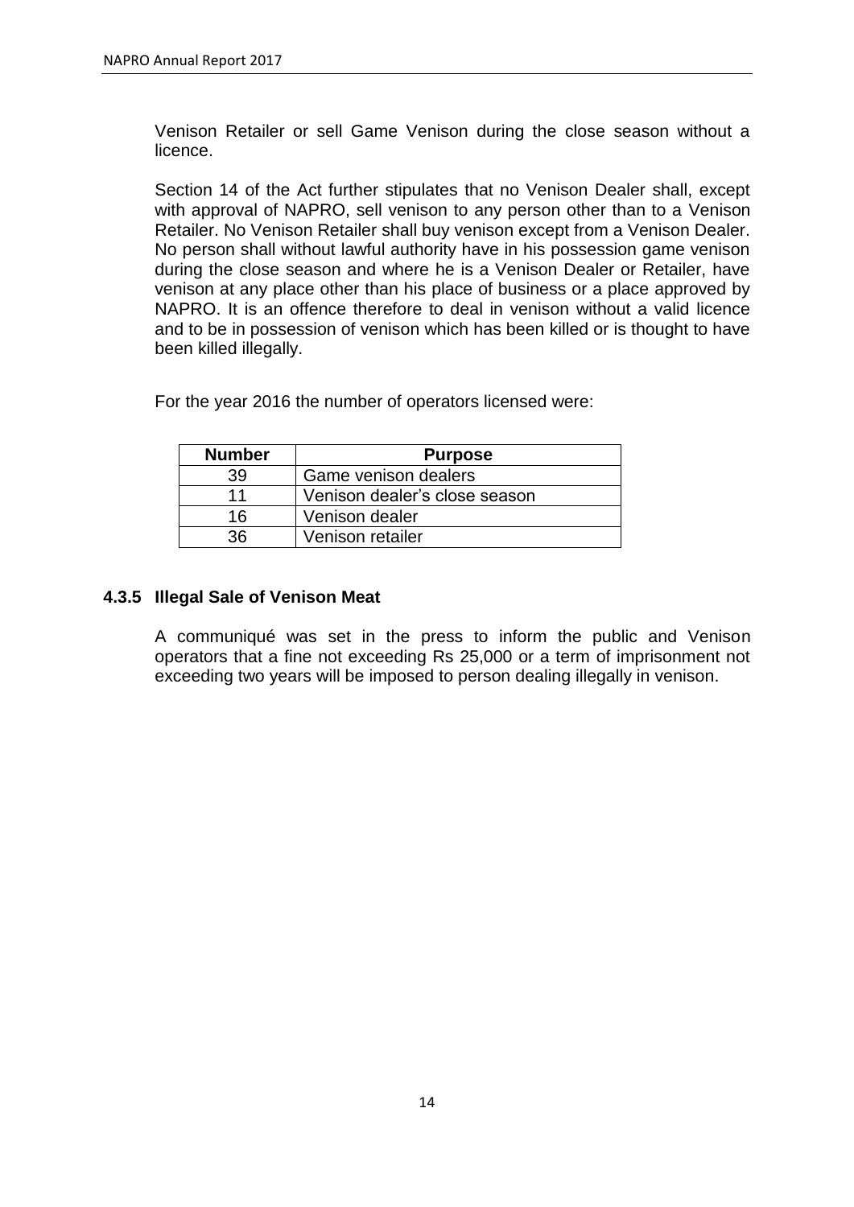Venison Retailer or sell Game Venison during the close season without a licence.

Section 14 of the Act further stipulates that no Venison Dealer shall, except with approval of NAPRO, sell venison to any person other than to a Venison Retailer. No Venison Retailer shall buy venison except from a Venison Dealer. No person shall without lawful authority have in his possession game venison during the close season and where he is a Venison Dealer or Retailer, have venison at any place other than his place of business or a place approved by NAPRO. It is an offence therefore to deal in venison without a valid licence and to be in possession of venison which has been killed or is thought to have been killed illegally.

For the year 2016 the number of operators licensed were:

| Number | Purpose |
|---|---|
| 39 | Game venison dealers |
| 11 | Venison dealer’s close season |
| 16 | Venison dealer |
| 36 | Venison retailer |

### 4.3.5 Illegal Sale of Venison Meat

A communiqué was set in the press to inform the public and Venison operators that a fine not exceeding Rs 25,000 or a term of imprisonment not exceeding two years will be imposed to person dealing illegally in venison.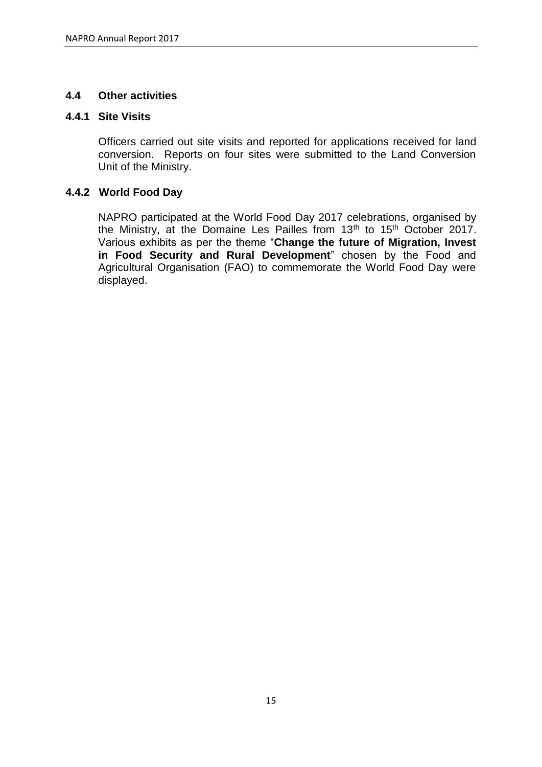## 4.4 Other activities

### 4.4.1 Site Visits

Officers carried out site visits and reported for applications received for land conversion. Reports on four sites were submitted to the Land Conversion Unit of the Ministry.

### 4.4.2 World Food Day

NAPRO participated at the World Food Day 2017 celebrations, organised by the Ministry, at the Domaine Les Pailles from 13th to 15th October 2017. Various exhibits as per the theme "**Change the future of Migration, Invest in Food Security and Rural Development**" chosen by the Food and Agricultural Organisation (FAO) to commemorate the World Food Day were displayed.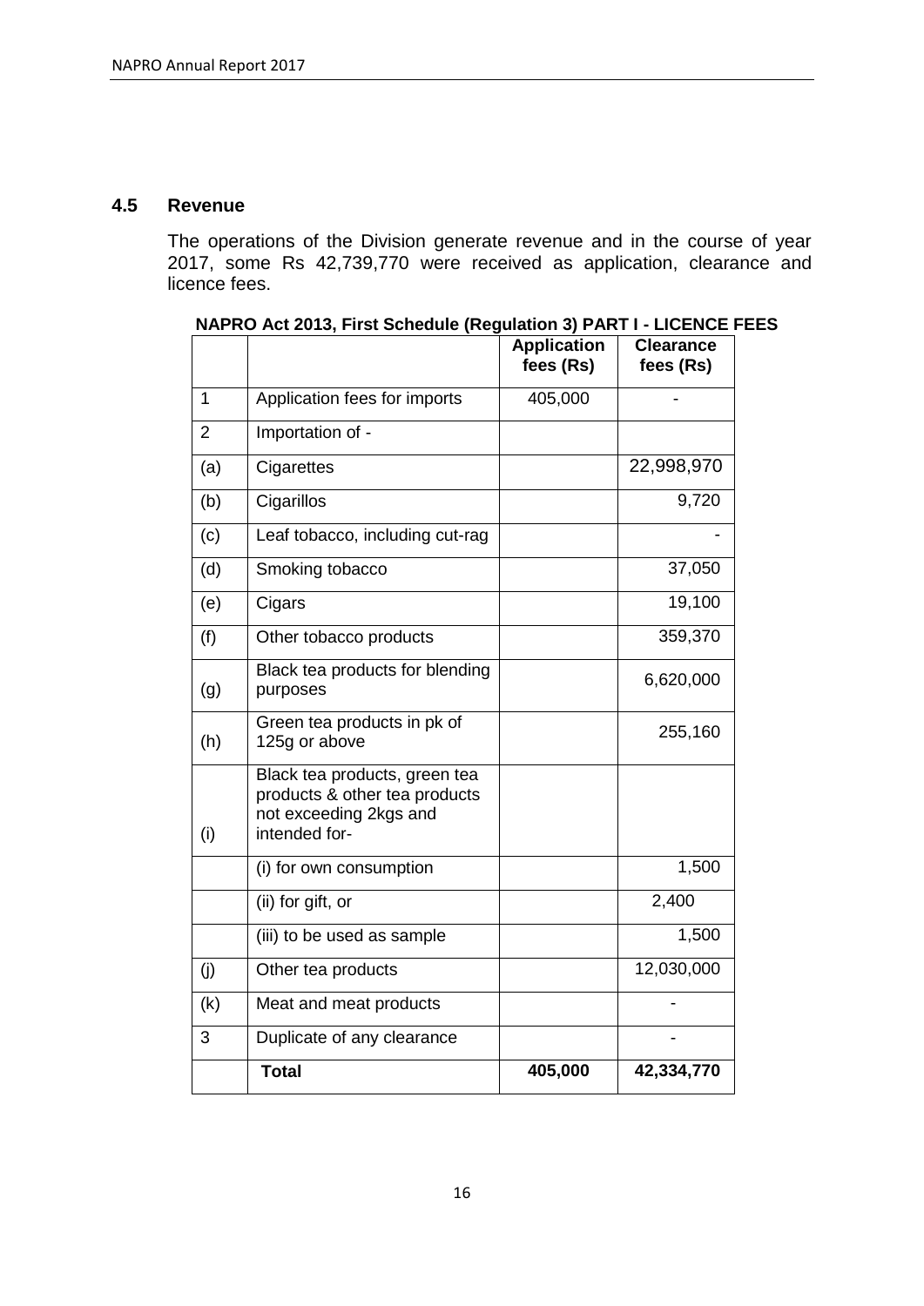### 4.5 Revenue

The operations of the Division generate revenue and in the course of year 2017, some Rs 42,739,770 were received as application, clearance and licence fees.

**NAPRO Act 2013, First Schedule (Regulation 3) PART I - LICENCE FEES**

| | | Application fees (Rs) | Clearance fees (Rs) |
|---|---|---|---|
| 1 | Application fees for imports | 405,000 | - |
| 2 | Importation of - | | |
| (a) | Cigarettes | | 22,998,970 |
| (b) | Cigarillos | | 9,720 |
| (c) | Leaf tobacco, including cut-rag | | - |
| (d) | Smoking tobacco | | 37,050 |
| (e) | Cigars | | 19,100 |
| (f) | Other tobacco products | | 359,370 |
| (g) | Black tea products for blending purposes | | 6,620,000 |
| (h) | Green tea products in pk of 125g or above | | 255,160 |
| (i) | Black tea products, green tea products & other tea products not exceeding 2kgs and intended for- | | |
| | (i) for own consumption | | 1,500 |
| | (ii) for gift, or | | 2,400 |
| | (iii) to be used as sample | | 1,500 |
| (j) | Other tea products | | 12,030,000 |
| (k) | Meat and meat products | | - |
| 3 | Duplicate of any clearance | | - |
| | **Total** | **405,000** | **42,334,770** |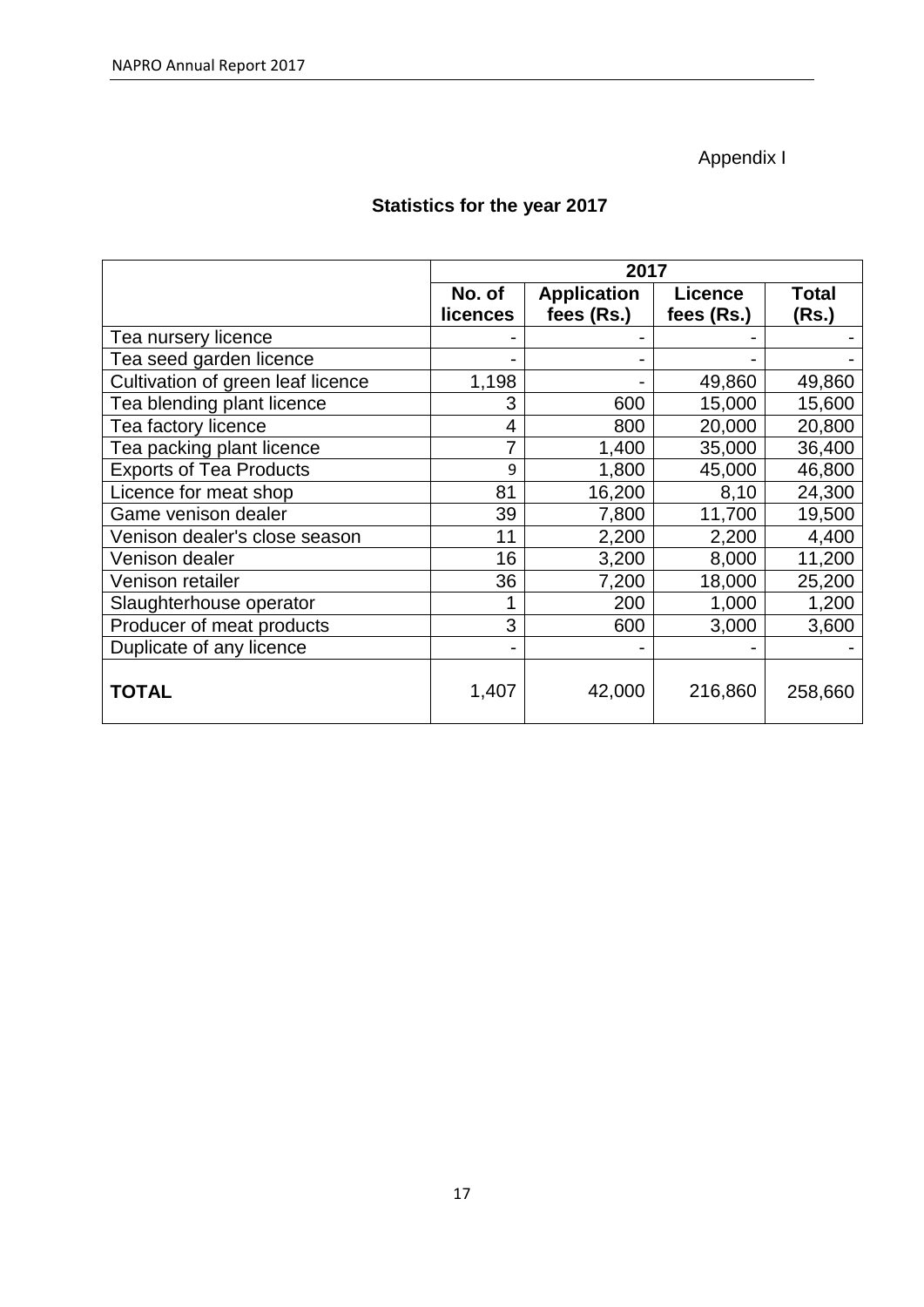Appendix I

## Statistics for the year 2017

| | 2017 | | | |
|---|---|---|---|---|
| | **No. of licences** | **Application fees (Rs.)** | **Licence fees (Rs.)** | **Total (Rs.)** |
| Tea nursery licence | - | - | - | - |
| Tea seed garden licence | - | - | - | - |
| Cultivation of green leaf licence | 1,198 | - | 49,860 | 49,860 |
| Tea blending plant licence | 3 | 600 | 15,000 | 15,600 |
| Tea factory licence | 4 | 800 | 20,000 | 20,800 |
| Tea packing plant licence | 7 | 1,400 | 35,000 | 36,400 |
| Exports of Tea Products | 9 | 1,800 | 45,000 | 46,800 |
| Licence for meat shop | 81 | 16,200 | 8,10 | 24,300 |
| Game venison dealer | 39 | 7,800 | 11,700 | 19,500 |
| Venison dealer's close season | 11 | 2,200 | 2,200 | 4,400 |
| Venison dealer | 16 | 3,200 | 8,000 | 11,200 |
| Venison retailer | 36 | 7,200 | 18,000 | 25,200 |
| Slaughterhouse operator | 1 | 200 | 1,000 | 1,200 |
| Producer of meat products | 3 | 600 | 3,000 | 3,600 |
| Duplicate of any licence | - | - | - | - |
| **TOTAL** | 1,407 | 42,000 | 216,860 | 258,660 |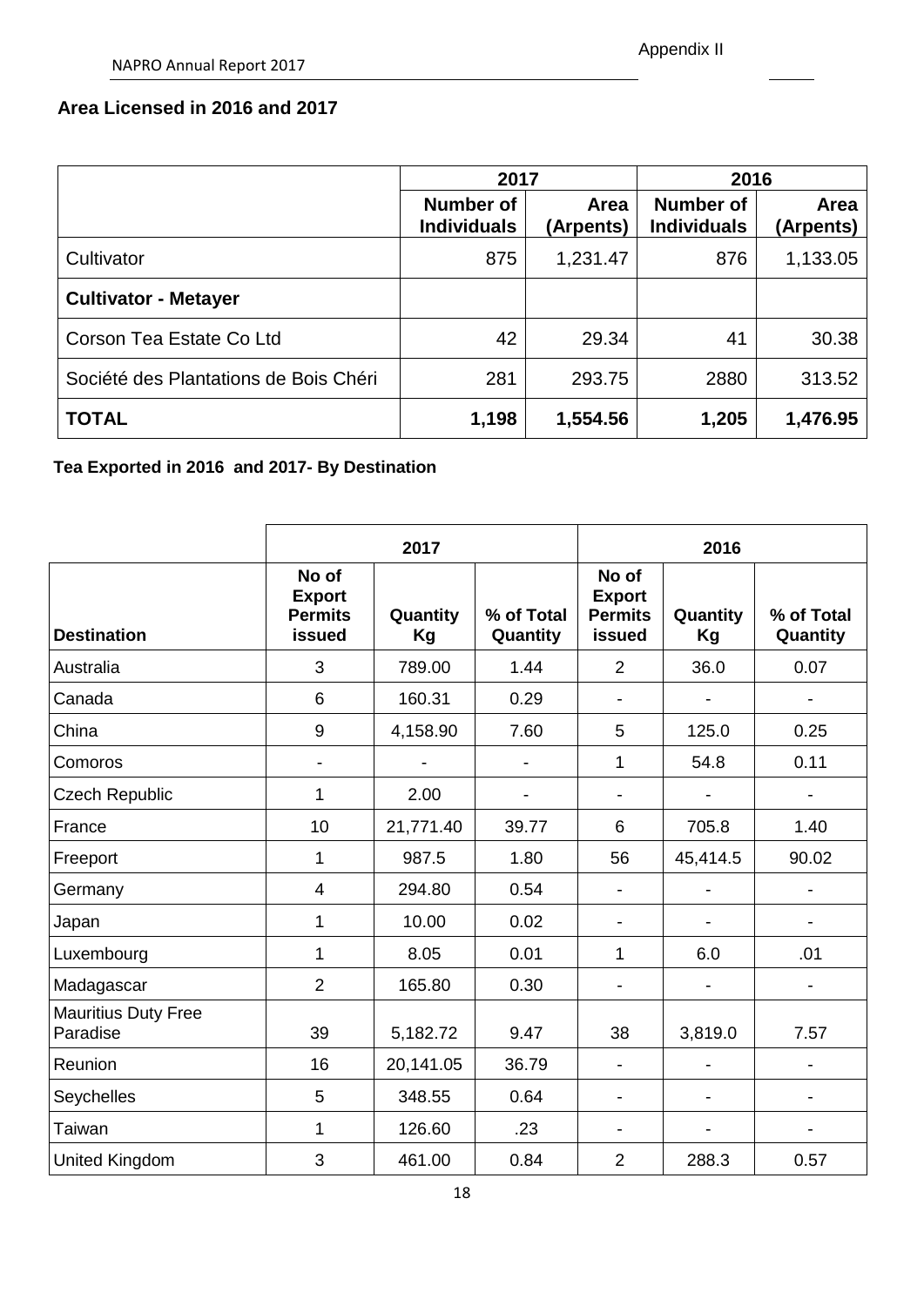Appendix II

## Area Licensed in 2016 and 2017

| | 2017 | | 2016 | |
|---|---|---|---|---|
| | Number of Individuals | Area (Arpents) | Number of Individuals | Area (Arpents) |
| Cultivator | 875 | 1,231.47 | 876 | 1,133.05 |
| **Cultivator - Metayer** | | | | |
| Corson Tea Estate Co Ltd | 42 | 29.34 | 41 | 30.38 |
| Société des Plantations de Bois Chéri | 281 | 293.75 | 2880 | 313.52 |
| **TOTAL** | **1,198** | **1,554.56** | **1,205** | **1,476.95** |

## Tea Exported in 2016 and 2017- By Destination

| | 2017 | | | 2016 | | |
|---|---|---|---|---|---|---|
| Destination | No of Export Permits issued | Quantity Kg | % of Total Quantity | No of Export Permits issued | Quantity Kg | % of Total Quantity |
| Australia | 3 | 789.00 | 1.44 | 2 | 36.0 | 0.07 |
| Canada | 6 | 160.31 | 0.29 | - | - | - |
| China | 9 | 4,158.90 | 7.60 | 5 | 125.0 | 0.25 |
| Comoros | - | - | - | 1 | 54.8 | 0.11 |
| Czech Republic | 1 | 2.00 | - | - | - | - |
| France | 10 | 21,771.40 | 39.77 | 6 | 705.8 | 1.40 |
| Freeport | 1 | 987.5 | 1.80 | 56 | 45,414.5 | 90.02 |
| Germany | 4 | 294.80 | 0.54 | - | - | - |
| Japan | 1 | 10.00 | 0.02 | - | - | - |
| Luxembourg | 1 | 8.05 | 0.01 | 1 | 6.0 | .01 |
| Madagascar | 2 | 165.80 | 0.30 | - | - | - |
| Mauritius Duty Free Paradise | 39 | 5,182.72 | 9.47 | 38 | 3,819.0 | 7.57 |
| Reunion | 16 | 20,141.05 | 36.79 | - | - | - |
| Seychelles | 5 | 348.55 | 0.64 | - | - | - |
| Taiwan | 1 | 126.60 | .23 | - | - | - |
| United Kingdom | 3 | 461.00 | 0.84 | 2 | 288.3 | 0.57 |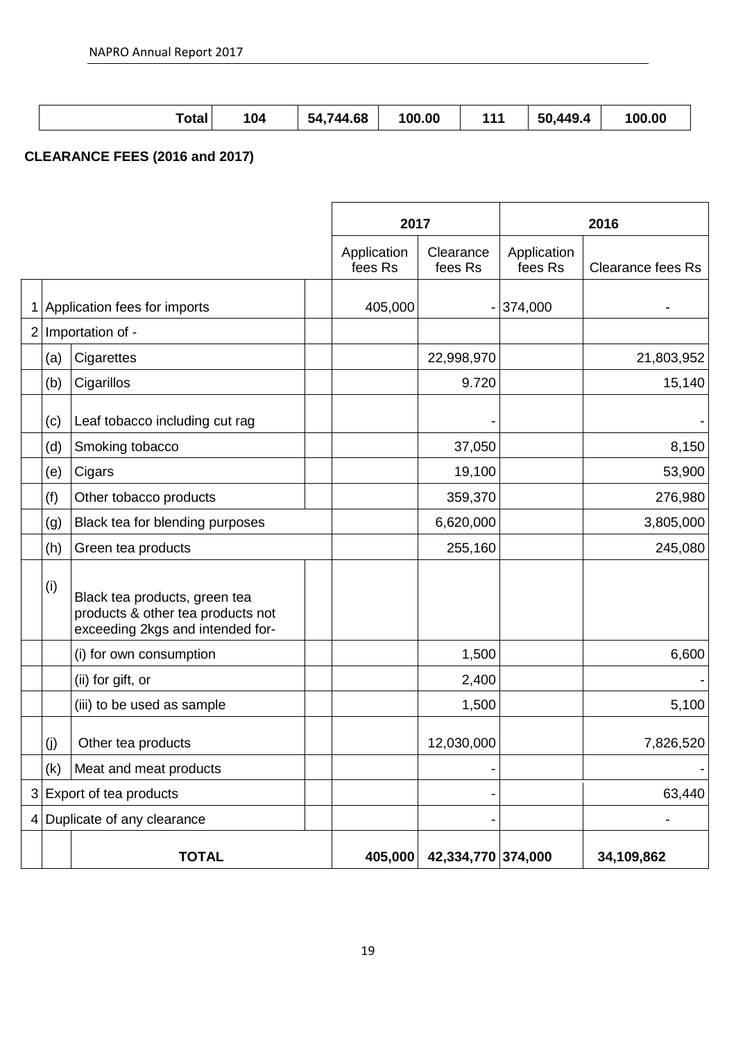| | | | | | | |
|---|---|---|---|---|---|---|
| Total | 104 | 54,744.68 | 100.00 | 111 | 50,449.4 | 100.00 |

**CLEARANCE FEES (2016 and 2017)**

| | | | 2017 | | 2016 | |
|---|---|---|---|---|---|---|
| | | | Application fees Rs | Clearance fees Rs | Application fees Rs | Clearance fees Rs |
| 1 | Application fees for imports | | 405,000 | - | 374,000 | - |
| 2 | Importation of - | | | | | |
| | (a) | Cigarettes | | 22,998,970 | | 21,803,952 |
| | (b) | Cigarillos | | 9.720 | | 15,140 |
| | (c) | Leaf tobacco including cut rag | | - | | - |
| | (d) | Smoking tobacco | | 37,050 | | 8,150 |
| | (e) | Cigars | | 19,100 | | 53,900 |
| | (f) | Other tobacco products | | 359,370 | | 276,980 |
| | (g) | Black tea for blending purposes | | 6,620,000 | | 3,805,000 |
| | (h) | Green tea products | | 255,160 | | 245,080 |
| | (i) | Black tea products, green tea products & other tea products not exceeding 2kgs and intended for- | | | | |
| | | (i) for own consumption | | 1,500 | | 6,600 |
| | | (ii) for gift, or | | 2,400 | | - |
| | | (iii) to be used as sample | | 1,500 | | 5,100 |
| | (j) | Other tea products | | 12,030,000 | | 7,826,520 |
| | (k) | Meat and meat products | | - | | - |
| 3 | Export of tea products | | | - | | 63,440 |
| 4 | Duplicate of any clearance | | | - | | - |
| | | **TOTAL** | **405,000** | **42,334,770** | **374,000** | **34,109,862** |